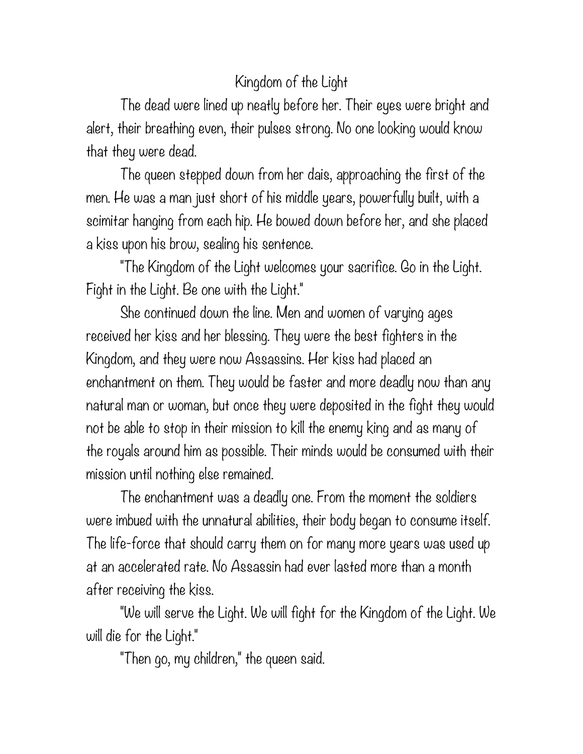# Kingdom of the Light

The dead were lined up neatly before her. Their eyes were bright and alert, their breathing even, their pulses strong. No one looking would know that they were dead.

The queen stepped down from her dais, approaching the first of the men. He was a man just short of his middle years, powerfully built, with a scimitar hanging from each hip. He bowed down before her, and she placed a kiss upon his brow, sealing his sentence.

"The Kingdom of the Light welcomes your sacrifice. Go in the Light. Fight in the Light. Be one with the Light."

She continued down the line. Men and women of varying ages received her kiss and her blessing. They were the best fighters in the Kingdom, and they were now Assassins. Her kiss had placed an enchantment on them. They would be faster and more deadly now than any natural man or woman, but once they were deposited in the fight they would not be able to stop in their mission to kill the enemy king and as many of the royals around him as possible. Their minds would be consumed with their mission until nothing else remained.

The enchantment was a deadly one. From the moment the soldiers were imbued with the unnatural abilities, their body began to consume itself. The life-force that should carry them on for many more years was used up at an accelerated rate. No Assassin had ever lasted more than a month after receiving the kiss.

"We will serve the Light. We will fight for the Kingdom of the Light. We will die for the Light."

"Then go, my children," the queen said.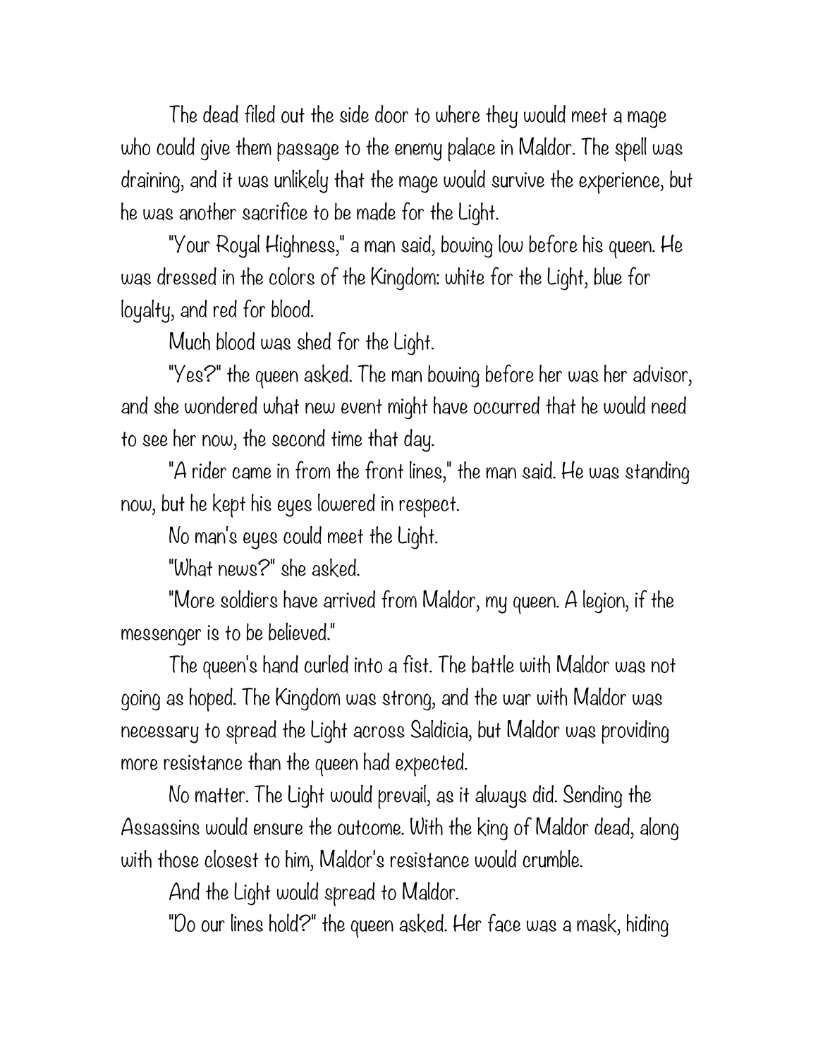The dead filed out the side door to where they would meet a mage who could give them passage to the enemy palace in Maldor. The spell was draining, and it was unlikely that the mage would survive the experience, but he was another sacrifice to be made for the Light.

"Your Royal Highness," a man said, bowing low before his queen. He was dressed in the colors of the Kingdom: white for the Light, blue for loyalty, and red for blood.

Much blood was shed for the Light.

"Yes?" the queen asked. The man bowing before her was her advisor, and she wondered what new event might have occurred that he would need to see her now, the second time that day.

"A rider came in from the front lines," the man said. He was standing now, but he kept his eyes lowered in respect.

No man's eyes could meet the Light.

"What news?" she asked.

"More soldiers have arrived from Maldor, my queen. A legion, if the messenger is to be believed."

The queen's hand curled into a fist. The battle with Maldor was not going as hoped. The Kingdom was strong, and the war with Maldor was necessary to spread the Light across Saldicia, but Maldor was providing more resistance than the queen had expected.

No matter. The Light would prevail, as it always did. Sending the Assassins would ensure the outcome. With the king of Maldor dead, along with those closest to him, Maldor's resistance would crumble.

And the Light would spread to Maldor.

"Do our lines hold?" the queen asked. Her face was a mask, hiding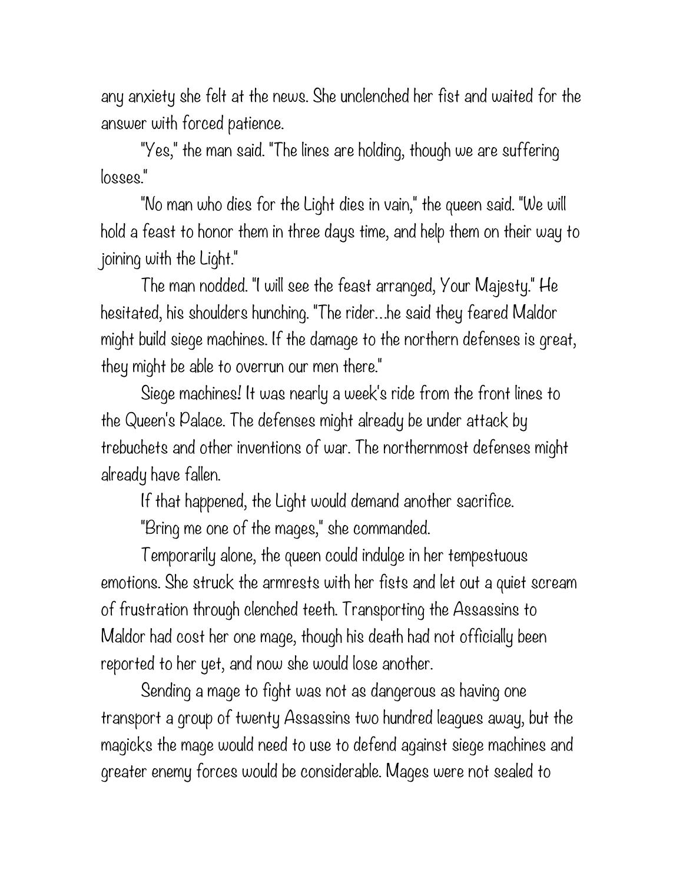any anxiety she felt at the news. She unclenched her fist and waited for the answer with forced patience.

"Yes," the man said. "The lines are holding, though we are suffering losses."

"No man who dies for the Light dies in vain," the queen said. "We will hold a feast to honor them in three days time, and help them on their way to joining with the Light."

The man nodded. "I will see the feast arranged, Your Majesty." He hesitated, his shoulders hunching. "The rider…he said they feared Maldor might build siege machines. If the damage to the northern defenses is great, they might be able to overrun our men there."

Siege machines! It was nearly a week's ride from the front lines to the Queen's Palace. The defenses might already be under attack by trebuchets and other inventions of war. The northernmost defenses might already have fallen.

If that happened, the Light would demand another sacrifice.

"Bring me one of the mages," she commanded.

Temporarily alone, the queen could indulge in her tempestuous emotions. She struck the armrests with her fists and let out a quiet scream of frustration through clenched teeth. Transporting the Assassins to Maldor had cost her one mage, though his death had not officially been reported to her yet, and now she would lose another.

Sending a mage to fight was not as dangerous as having one transport a group of twenty Assassins two hundred leagues away, but the magicks the mage would need to use to defend against siege machines and greater enemy forces would be considerable. Mages were not sealed to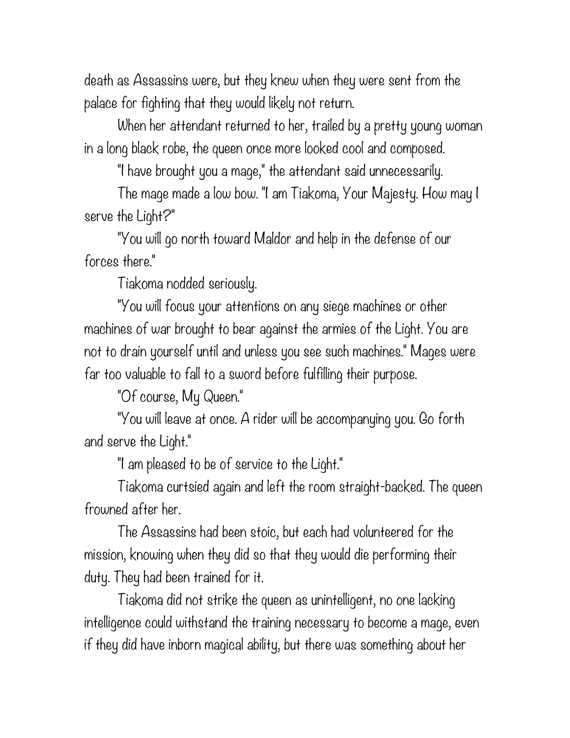death as Assassins were, but they knew when they were sent from the palace for fighting that they would likely not return.

When her attendant returned to her, trailed by a pretty young woman in a long black robe, the queen once more looked cool and composed.

"I have brought you a mage," the attendant said unnecessarily.

The mage made a low bow. "I am Tiakoma, Your Majesty. How may I serve the Light?"

"You will go north toward Maldor and help in the defense of our forces there."

Tiakoma nodded seriously.

"You will focus your attentions on any siege machines or other machines of war brought to bear against the armies of the Light. You are not to drain yourself until and unless you see such machines." Mages were far too valuable to fall to a sword before fulfilling their purpose.

"Of course, My Queen."

"You will leave at once. A rider will be accompanying you. Go forth and serve the Light."

"I am pleased to be of service to the Light."

Tiakoma curtsied again and left the room straight-backed. The queen frowned after her.

The Assassins had been stoic, but each had volunteered for the mission, knowing when they did so that they would die performing their duty. They had been trained for it.

Tiakoma did not strike the queen as unintelligent, no one lacking intelligence could withstand the training necessary to become a mage, even if they did have inborn magical ability, but there was something about her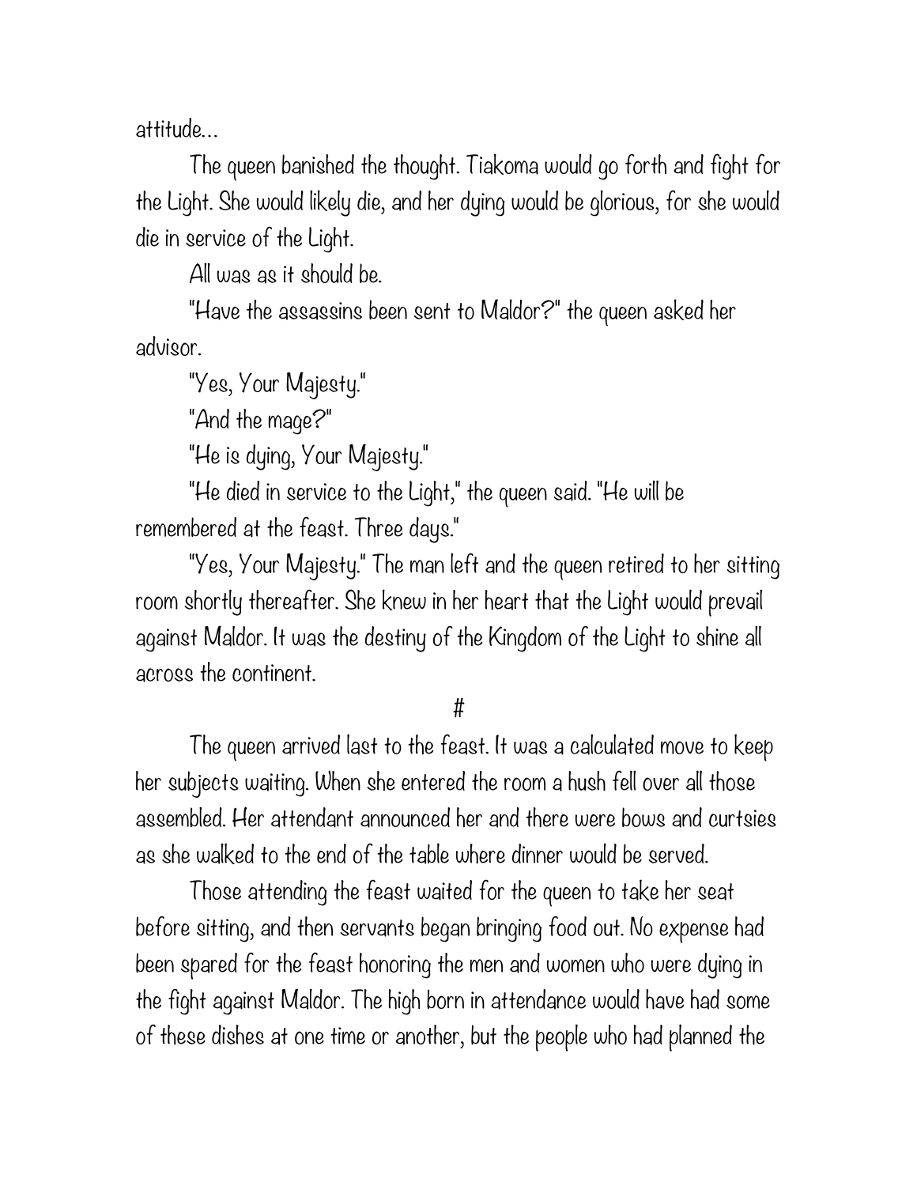attitude...

The queen banished the thought. Tiakoma would go forth and fight for the Light. She would likely die, and her dying would be glorious, for she would die in service of the Light.

All was as it should be.

"Have the assassins been sent to Maldor?" the queen asked her advisor.

"Yes, Your Majesty."

"And the mage?"

"He is dying, Your Majesty."

"He died in service to the Light," the queen said. "He will be remembered at the feast. Three days."

"Yes, Your Majesty." The man left and the queen retired to her sitting room shortly thereafter. She knew in her heart that the Light would prevail against Maldor. It was the destiny of the Kingdom of the Light to shine all across the continent.

#

The queen arrived last to the feast. It was a calculated move to keep her subjects waiting. When she entered the room a hush fell over all those assembled. Her attendant announced her and there were bows and curtsies as she walked to the end of the table where dinner would be served.

Those attending the feast waited for the queen to take her seat before sitting, and then servants began bringing food out. No expense had been spared for the feast honoring the men and women who were dying in the fight against Maldor. The high born in attendance would have had some of these dishes at one time or another, but the people who had planned the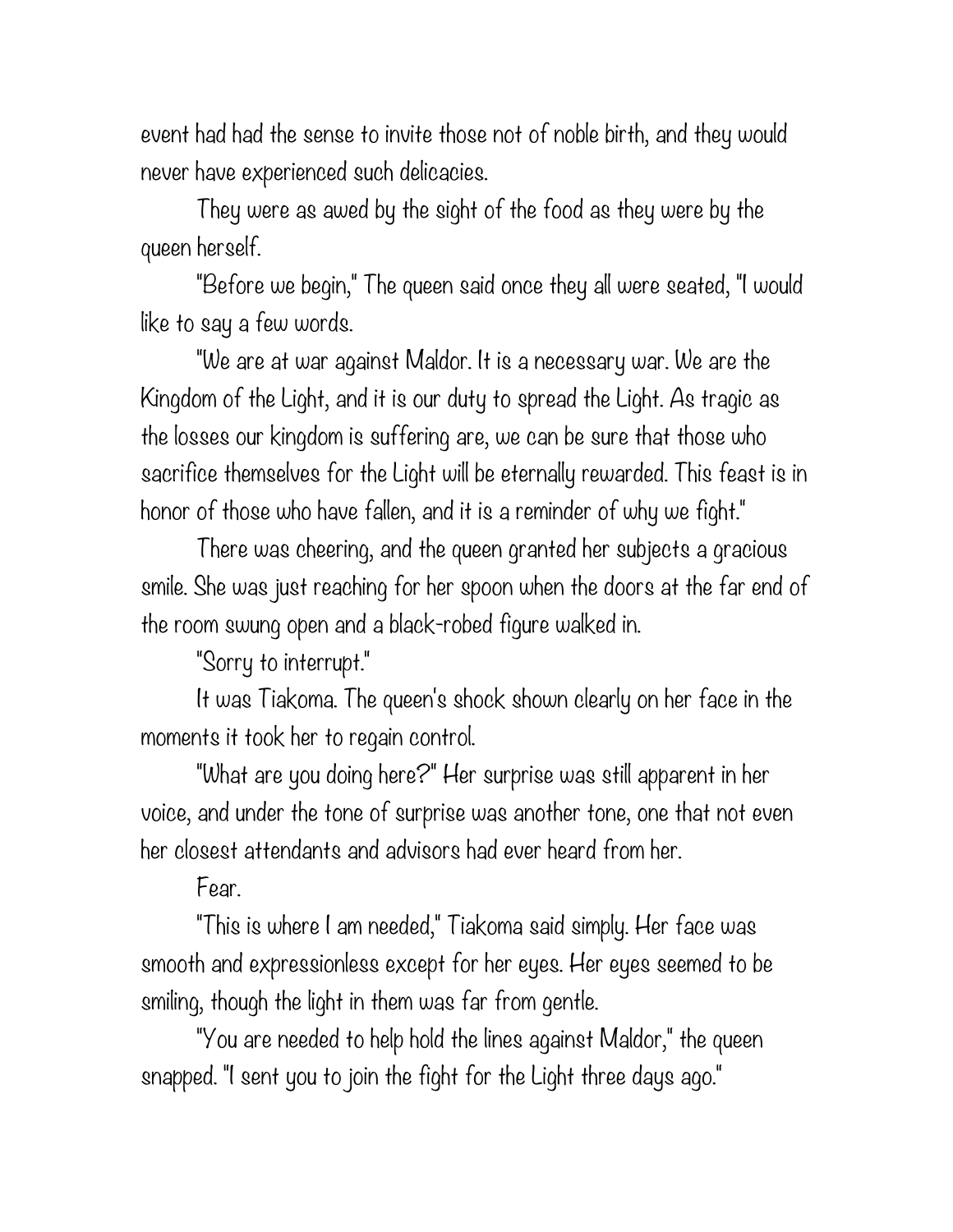event had had the sense to invite those not of noble birth, and they would never have experienced such delicacies.

They were as awed by the sight of the food as they were by the queen herself.

"Before we begin," The queen said once they all were seated, "I would like to say a few words.

"We are at war against Maldor. It is a necessary war. We are the Kingdom of the Light, and it is our duty to spread the Light. As tragic as the losses our kingdom is suffering are, we can be sure that those who sacrifice themselves for the Light will be eternally rewarded. This feast is in honor of those who have fallen, and it is a reminder of why we fight."

There was cheering, and the queen granted her subjects a gracious smile. She was just reaching for her spoon when the doors at the far end of the room swung open and a black-robed figure walked in.

"Sorry to interrupt."

It was Tiakoma. The queen's shock shown clearly on her face in the moments it took her to regain control.

"What are you doing here?" Her surprise was still apparent in her voice, and under the tone of surprise was another tone, one that not even her closest attendants and advisors had ever heard from her.

Fear.

"This is where I am needed," Tiakoma said simply. Her face was smooth and expressionless except for her eyes. Her eyes seemed to be smiling, though the light in them was far from gentle.

"You are needed to help hold the lines against Maldor," the queen snapped. "I sent you to join the fight for the Light three days ago."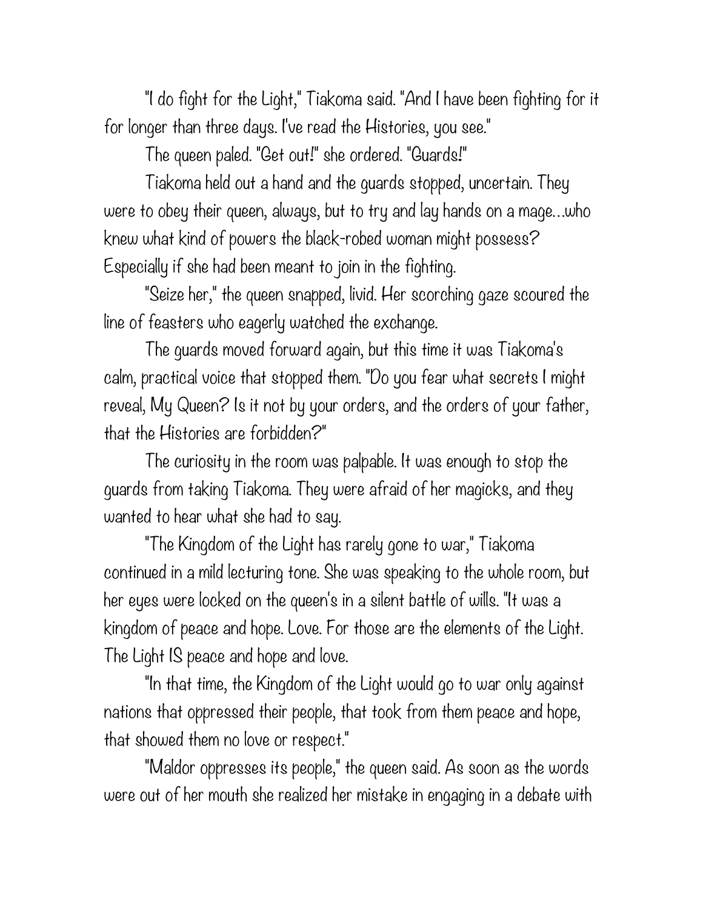"I do fight for the Light," Tiakoma said. "And I have been fighting for it for longer than three days. I've read the Histories, you see."

The queen paled. "Get out!" she ordered. "Guards!"

Tiakoma held out a hand and the guards stopped, uncertain. They were to obey their queen, always, but to try and lay hands on a mage…who knew what kind of powers the black-robed woman might possess? Especially if she had been meant to join in the fighting.

"Seize her," the queen snapped, livid. Her scorching gaze scoured the line of feasters who eagerly watched the exchange.

The guards moved forward again, but this time it was Tiakoma's calm, practical voice that stopped them. "Do you fear what secrets I might reveal, My Queen? Is it not by your orders, and the orders of your father, that the Histories are forbidden?"

The curiosity in the room was palpable. It was enough to stop the guards from taking Tiakoma. They were afraid of her magicks, and they wanted to hear what she had to say.

"The Kingdom of the Light has rarely gone to war," Tiakoma continued in a mild lecturing tone. She was speaking to the whole room, but her eyes were locked on the queen's in a silent battle of wills. "It was a kingdom of peace and hope. Love. For those are the elements of the Light. The Light IS peace and hope and love.

"In that time, the Kingdom of the Light would go to war only against nations that oppressed their people, that took from them peace and hope, that showed them no love or respect."

"Maldor oppresses its people," the queen said. As soon as the words were out of her mouth she realized her mistake in engaging in a debate with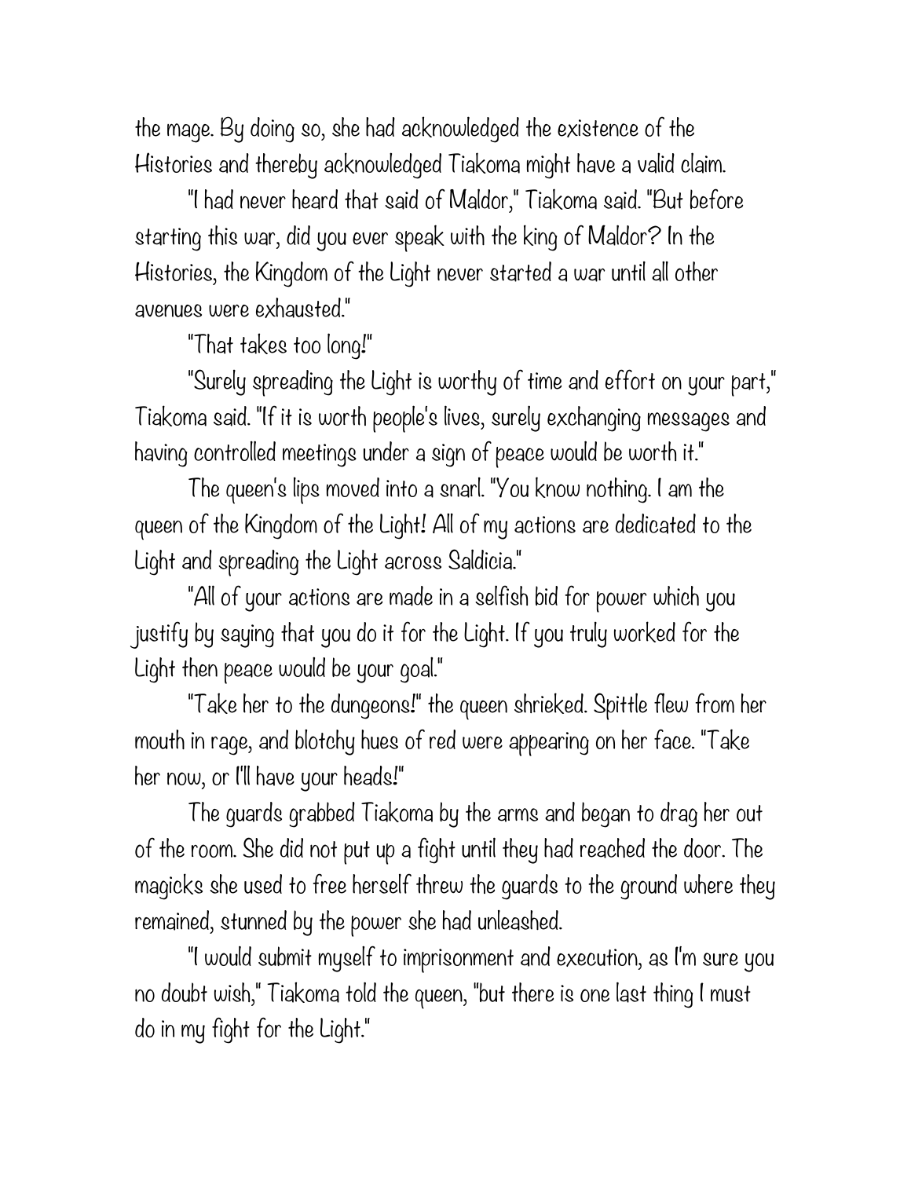the mage. By doing so, she had acknowledged the existence of the Histories and thereby acknowledged Tiakoma might have a valid claim.

"I had never heard that said of Maldor," Tiakoma said. "But before starting this war, did you ever speak with the king of Maldor? In the Histories, the Kingdom of the Light never started a war until all other avenues were exhausted."

"That takes too long!"

"Surely spreading the Light is worthy of time and effort on your part," Tiakoma said. "If it is worth people's lives, surely exchanging messages and having controlled meetings under a sign of peace would be worth it."

The queen's lips moved into a snarl. "You know nothing. I am the queen of the Kingdom of the Light! All of my actions are dedicated to the Light and spreading the Light across Saldicia."

"All of your actions are made in a selfish bid for power which you justify by saying that you do it for the Light. If you truly worked for the Light then peace would be your goal."

"Take her to the dungeons!" the queen shrieked. Spittle flew from her mouth in rage, and blotchy hues of red were appearing on her face. "Take her now, or I'll have your heads!"

The guards grabbed Tiakoma by the arms and began to drag her out of the room. She did not put up a fight until they had reached the door. The magicks she used to free herself threw the guards to the ground where they remained, stunned by the power she had unleashed.

"I would submit myself to imprisonment and execution, as I'm sure you no doubt wish," Tiakoma told the queen, "but there is one last thing I must do in my fight for the Light."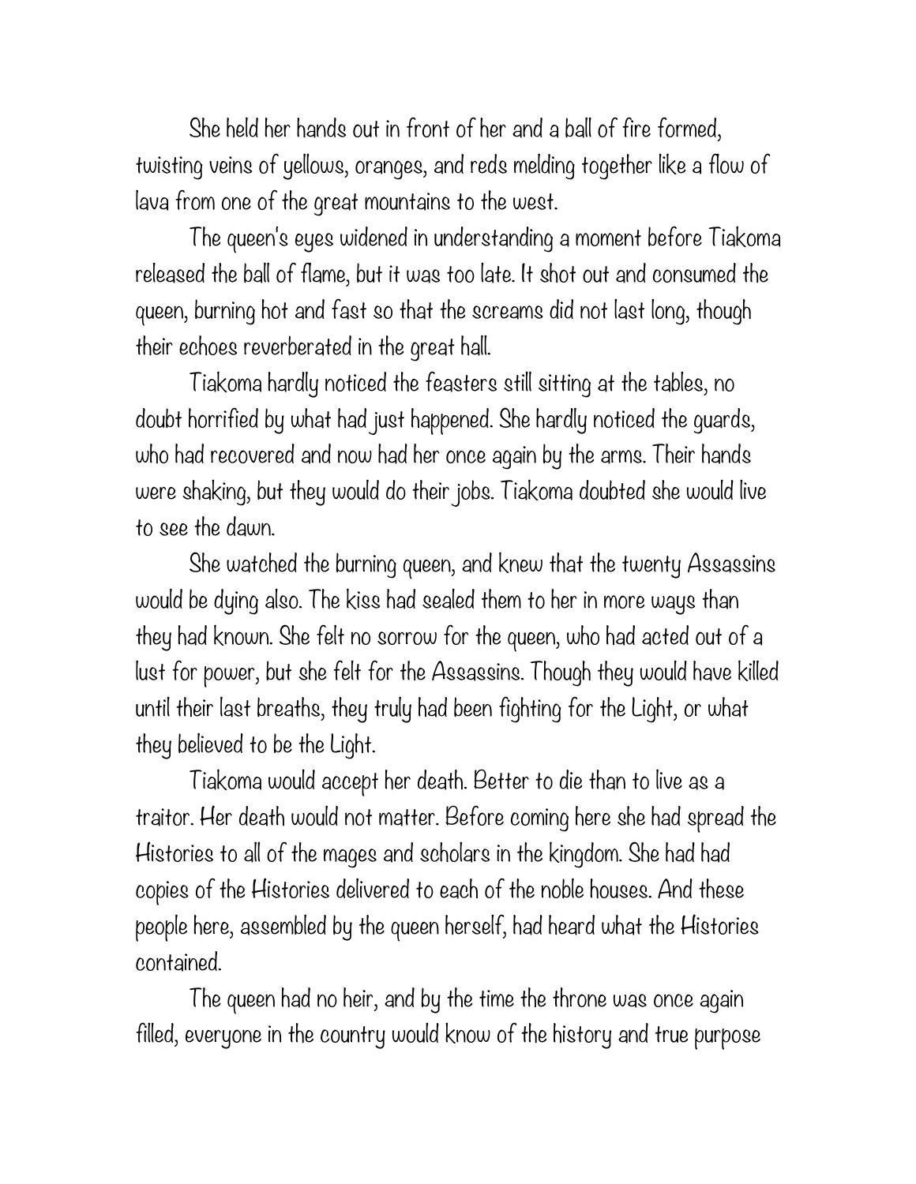She held her hands out in front of her and a ball of fire formed, twisting veins of yellows, oranges, and reds melding together like a flow of lava from one of the great mountains to the west.

The queen's eyes widened in understanding a moment before Tiakoma released the ball of flame, but it was too late. It shot out and consumed the queen, burning hot and fast so that the screams did not last long, though their echoes reverberated in the great hall.

Tiakoma hardly noticed the feasters still sitting at the tables, no doubt horrified by what had just happened. She hardly noticed the guards, who had recovered and now had her once again by the arms. Their hands were shaking, but they would do their jobs. Tiakoma doubted she would live to see the dawn.

She watched the burning queen, and knew that the twenty Assassins would be dying also. The kiss had sealed them to her in more ways than they had known. She felt no sorrow for the queen, who had acted out of a lust for power, but she felt for the Assassins. Though they would have killed until their last breaths, they truly had been fighting for the Light, or what they believed to be the Light.

Tiakoma would accept her death. Better to die than to live as a traitor. Her death would not matter. Before coming here she had spread the Histories to all of the mages and scholars in the kingdom. She had had copies of the Histories delivered to each of the noble houses. And these people here, assembled by the queen herself, had heard what the Histories contained.

The queen had no heir, and by the time the throne was once again filled, everyone in the country would know of the history and true purpose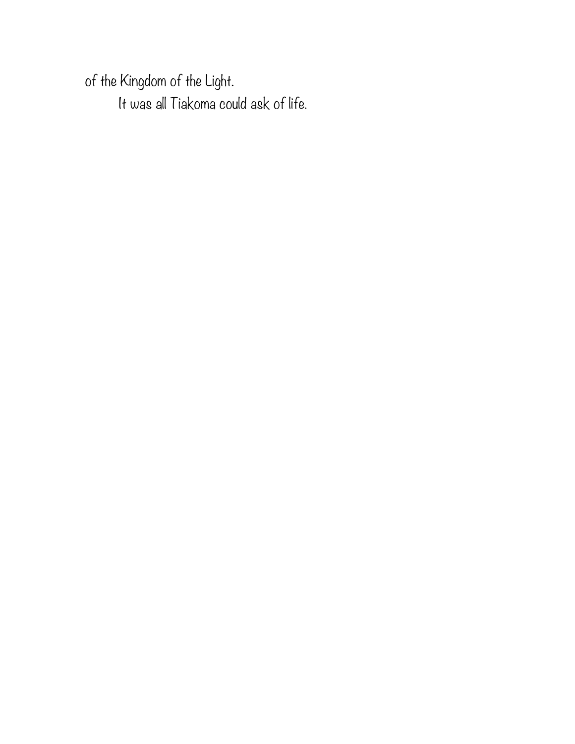of the Kingdom of the Light.

It was all Tiakoma could ask of life.